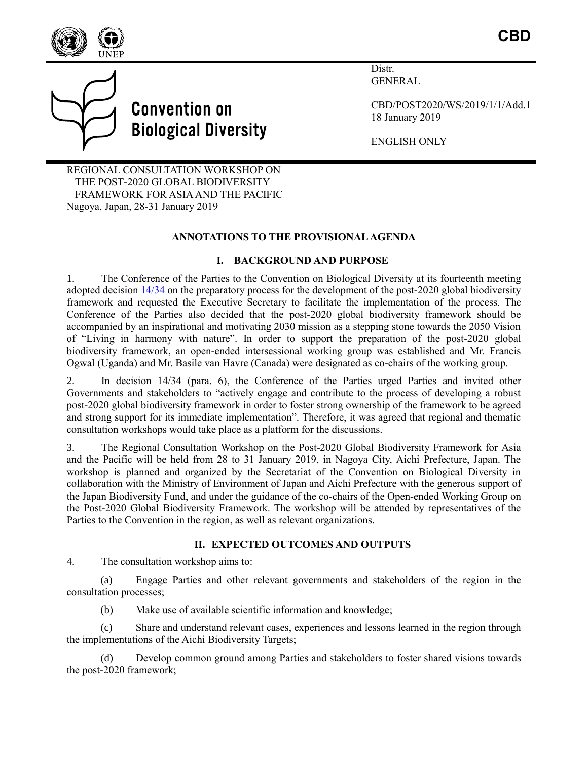CBD

Convention on Biological Diversity

Distr.
GENERAL

CBD/POST2020/WS/2019/1/1/Add.1
18 January 2019

ENGLISH ONLY

REGIONAL CONSULTATION WORKSHOP ON THE POST-2020 GLOBAL BIODIVERSITY FRAMEWORK FOR ASIA AND THE PACIFIC
Nagoya, Japan, 28-31 January 2019

## ANNOTATIONS TO THE PROVISIONAL AGENDA

### I. BACKGROUND AND PURPOSE

1. The Conference of the Parties to the Convention on Biological Diversity at its fourteenth meeting adopted decision 14/34 on the preparatory process for the development of the post-2020 global biodiversity framework and requested the Executive Secretary to facilitate the implementation of the process. The Conference of the Parties also decided that the post-2020 global biodiversity framework should be accompanied by an inspirational and motivating 2030 mission as a stepping stone towards the 2050 Vision of "Living in harmony with nature". In order to support the preparation of the post-2020 global biodiversity framework, an open-ended intersessional working group was established and Mr. Francis Ogwal (Uganda) and Mr. Basile van Havre (Canada) were designated as co-chairs of the working group.

2. In decision 14/34 (para. 6), the Conference of the Parties urged Parties and invited other Governments and stakeholders to "actively engage and contribute to the process of developing a robust post-2020 global biodiversity framework in order to foster strong ownership of the framework to be agreed and strong support for its immediate implementation". Therefore, it was agreed that regional and thematic consultation workshops would take place as a platform for the discussions.

3. The Regional Consultation Workshop on the Post-2020 Global Biodiversity Framework for Asia and the Pacific will be held from 28 to 31 January 2019, in Nagoya City, Aichi Prefecture, Japan. The workshop is planned and organized by the Secretariat of the Convention on Biological Diversity in collaboration with the Ministry of Environment of Japan and Aichi Prefecture with the generous support of the Japan Biodiversity Fund, and under the guidance of the co-chairs of the Open-ended Working Group on the Post-2020 Global Biodiversity Framework. The workshop will be attended by representatives of the Parties to the Convention in the region, as well as relevant organizations.

### II. EXPECTED OUTCOMES AND OUTPUTS

4. The consultation workshop aims to:

(a) Engage Parties and other relevant governments and stakeholders of the region in the consultation processes;

(b) Make use of available scientific information and knowledge;

(c) Share and understand relevant cases, experiences and lessons learned in the region through the implementations of the Aichi Biodiversity Targets;

(d) Develop common ground among Parties and stakeholders to foster shared visions towards the post-2020 framework;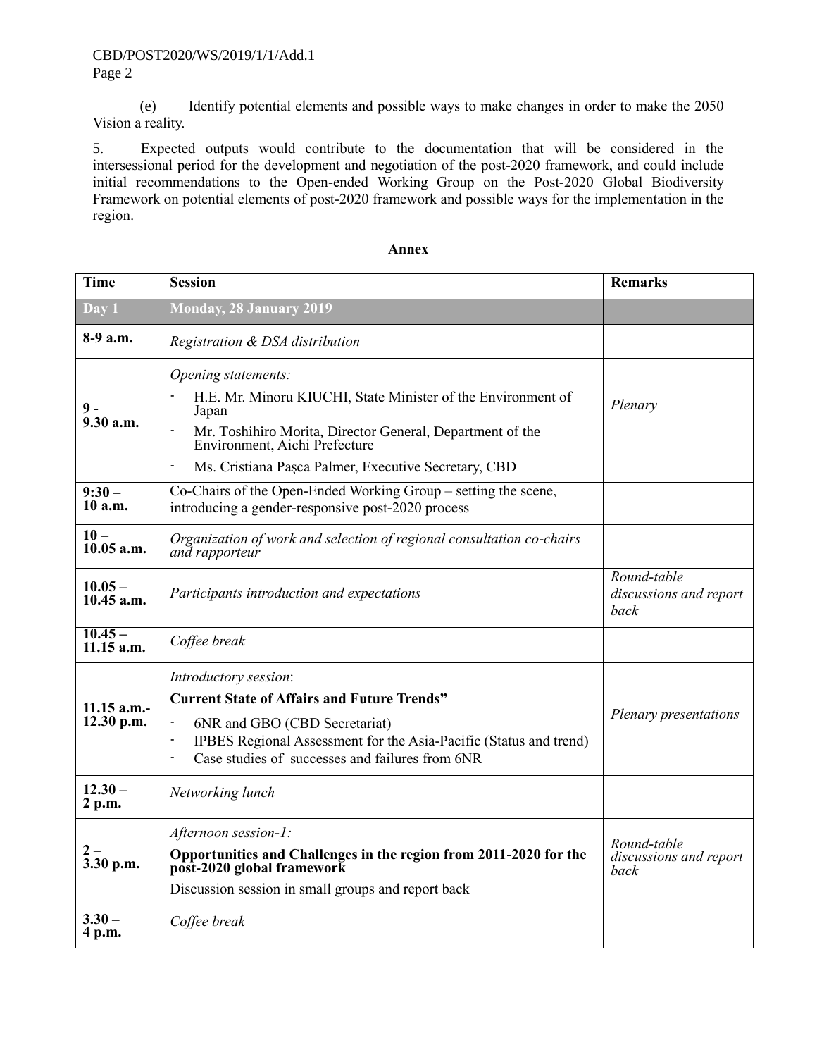(e) Identify potential elements and possible ways to make changes in order to make the 2050 Vision a reality.

5. Expected outputs would contribute to the documentation that will be considered in the intersessional period for the development and negotiation of the post-2020 framework, and could include initial recommendations to the Open-ended Working Group on the Post-2020 Global Biodiversity Framework on potential elements of post-2020 framework and possible ways for the implementation in the region.

**Annex**

| **Time** | **Session** | **Remarks** |
|---|---|---|
| **Day 1** | **Monday, 28 January 2019** | |
| **8-9 a.m.** | *Registration & DSA distribution* | |
| **9 - 9.30 a.m.** | *Opening statements:*<br>- H.E. Mr. Minoru KIUCHI, State Minister of the Environment of Japan<br>- Mr. Toshihiro Morita, Director General, Department of the Environment, Aichi Prefecture<br>- Ms. Cristiana Paşca Palmer, Executive Secretary, CBD | *Plenary* |
| **9:30 – 10 a.m.** | Co-Chairs of the Open-Ended Working Group – setting the scene, introducing a gender-responsive post-2020 process | |
| **10 – 10.05 a.m.** | *Organization of work and selection of regional consultation co-chairs and rapporteur* | |
| **10.05 – 10.45 a.m.** | *Participants introduction and expectations* | *Round-table discussions and report back* |
| **10.45 – 11.15 a.m.** | *Coffee break* | |
| **11.15 a.m.- 12.30 p.m.** | *Introductory session*:<br>**Current State of Affairs and Future Trends"**<br>- 6NR and GBO (CBD Secretariat)<br>- IPBES Regional Assessment for the Asia-Pacific (Status and trend)<br>- Case studies of successes and failures from 6NR | *Plenary presentations* |
| **12.30 – 2 p.m.** | *Networking lunch* | |
| **2 – 3.30 p.m.** | *Afternoon session-1:*<br>**Opportunities and Challenges in the region from 2011-2020 for the post-2020 global framework**<br>Discussion session in small groups and report back | *Round-table discussions and report back* |
| **3.30 – 4 p.m.** | *Coffee break* | |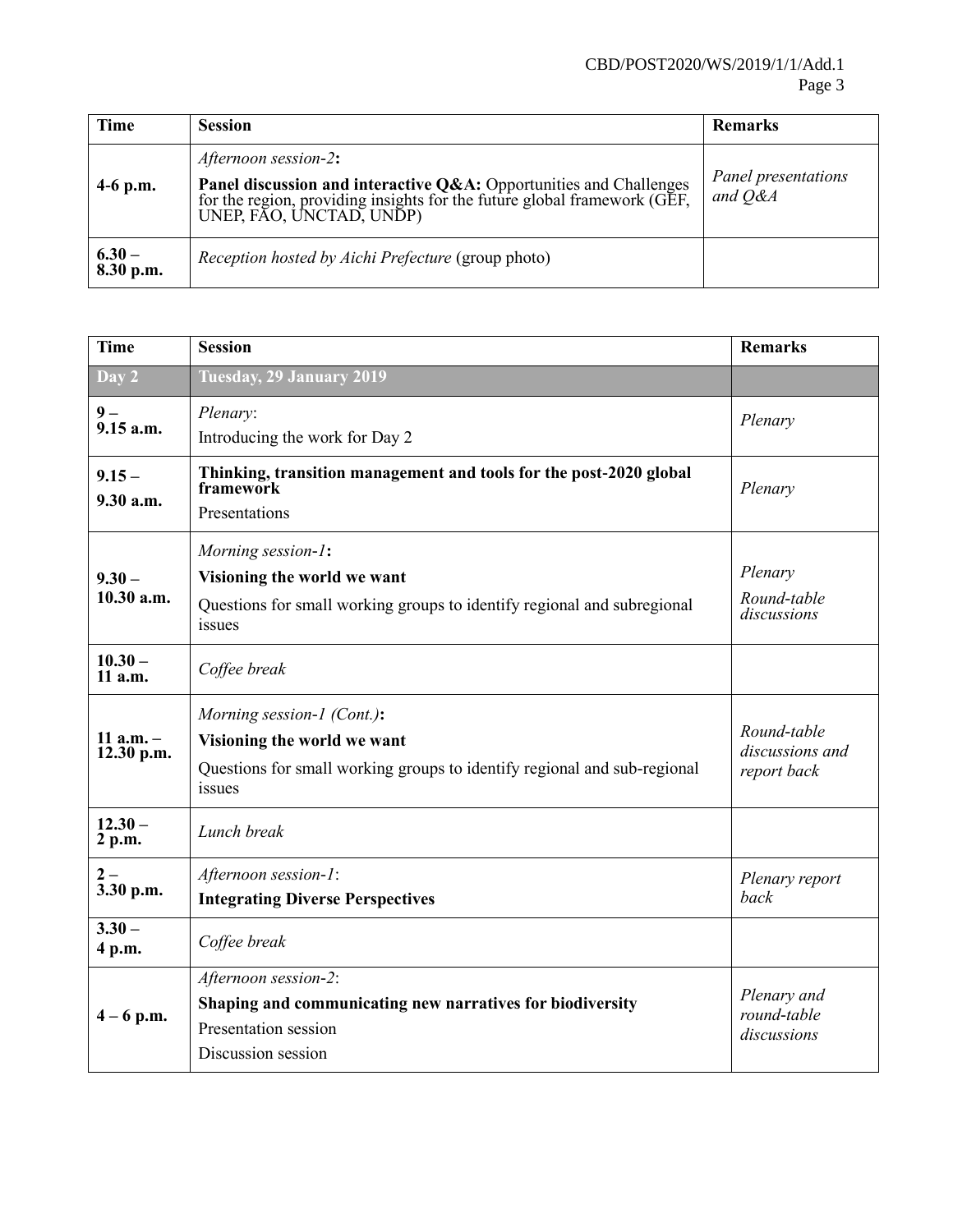| Time | Session | Remarks |
| --- | --- | --- |
| 4-6 p.m. | *Afternoon session-2***:** **Panel discussion and interactive Q&A:** Opportunities and Challenges for the region, providing insights for the future global framework (GEF, UNEP, FAO, UNCTAD, UNDP) | *Panel presentations and Q&A* |
| 6.30 – 8.30 p.m. | *Reception hosted by Aichi Prefecture* (group photo) | |

| Time | Session | Remarks |
| --- | --- | --- |
| **Day 2** | **Tuesday, 29 January 2019** | |
| 9 – 9.15 a.m. | *Plenary*: Introducing the work for Day 2 | *Plenary* |
| 9.15 – 9.30 a.m. | **Thinking, transition management and tools for the post-2020 global framework** Presentations | *Plenary* |
| 9.30 – 10.30 a.m. | *Morning session-1***:** **Visioning the world we want** Questions for small working groups to identify regional and subregional issues | *Plenary* *Round-table discussions* |
| 10.30 – 11 a.m. | *Coffee break* | |
| 11 a.m. – 12.30 p.m. | *Morning session-1 (Cont.)***:** **Visioning the world we want** Questions for small working groups to identify regional and sub-regional issues | *Round-table discussions and report back* |
| 12.30 – 2 p.m. | *Lunch break* | |
| 2 – 3.30 p.m. | *Afternoon session-1*: **Integrating Diverse Perspectives** | *Plenary report back* |
| 3.30 – 4 p.m. | *Coffee break* | |
| 4 – 6 p.m. | *Afternoon session-2*: **Shaping and communicating new narratives for biodiversity** Presentation session Discussion session | *Plenary and round-table discussions* |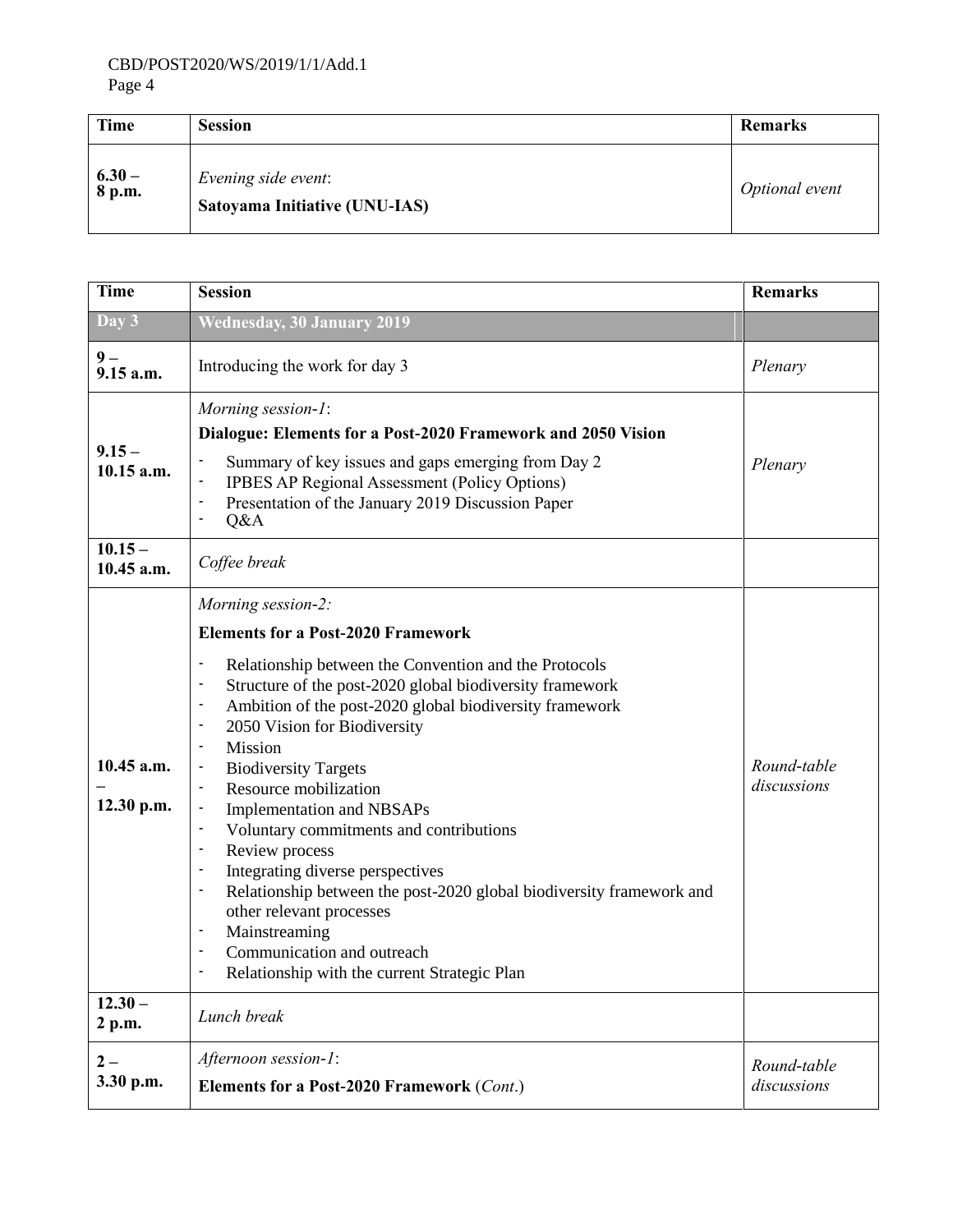| Time | Session | Remarks |
|---|---|---|
| 6.30 – 8 p.m. | *Evening side event*: **Satoyama Initiative (UNU-IAS)** | *Optional event* |

| Time | Session | Remarks |
|---|---|---|
| **Day 3** | **Wednesday, 30 January 2019** | |
| **9 – 9.15 a.m.** | Introducing the work for day 3 | *Plenary* |
| **9.15 – 10.15 a.m.** | *Morning session-1*: **Dialogue: Elements for a Post-2020 Framework and 2050 Vision** <br> - Summary of key issues and gaps emerging from Day 2 <br> - IPBES AP Regional Assessment (Policy Options) <br> - Presentation of the January 2019 Discussion Paper <br> - Q&A | *Plenary* |
| **10.15 – 10.45 a.m.** | *Coffee break* | |
| **10.45 a.m. – 12.30 p.m.** | *Morning session-2:* **Elements for a Post-2020 Framework** <br> - Relationship between the Convention and the Protocols <br> - Structure of the post-2020 global biodiversity framework <br> - Ambition of the post-2020 global biodiversity framework <br> - 2050 Vision for Biodiversity <br> - Mission <br> - Biodiversity Targets <br> - Resource mobilization <br> - Implementation and NBSAPs <br> - Voluntary commitments and contributions <br> - Review process <br> - Integrating diverse perspectives <br> - Relationship between the post-2020 global biodiversity framework and other relevant processes <br> - Mainstreaming <br> - Communication and outreach <br> - Relationship with the current Strategic Plan | *Round-table discussions* |
| **12.30 – 2 p.m.** | *Lunch break* | |
| **2 – 3.30 p.m.** | *Afternoon session-1*: **Elements for a Post-2020 Framework** (*Cont*.) | *Round-table discussions* |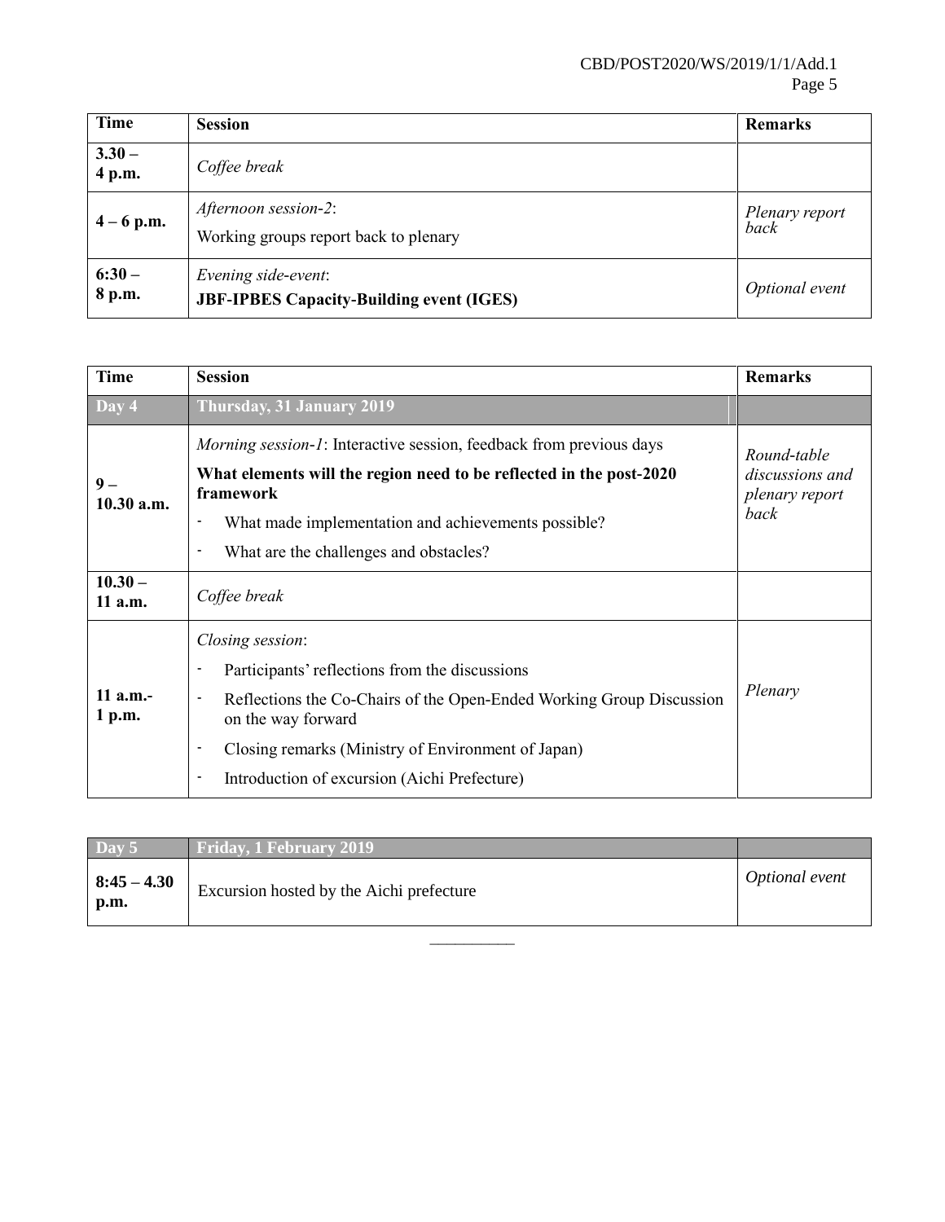| Time | Session | Remarks |
|---|---|---|
| **3.30 – 4 p.m.** | *Coffee break* | |
| **4 – 6 p.m.** | *Afternoon session-2*: Working groups report back to plenary | *Plenary report back* |
| **6:30 – 8 p.m.** | *Evening side-event*: **JBF-IPBES Capacity-Building event (IGES)** | *Optional event* |

| Time | Session | Remarks |
|---|---|---|
| **Day 4** | **Thursday, 31 January 2019** | |
| **9 – 10.30 a.m.** | *Morning session-1*: Interactive session, feedback from previous days<br>**What elements will the region need to be reflected in the post-2020 framework**<br>- What made implementation and achievements possible?<br>- What are the challenges and obstacles? | *Round-table discussions and plenary report back* |
| **10.30 – 11 a.m.** | *Coffee break* | |
| **11 a.m.- 1 p.m.** | *Closing session*:<br>- Participants' reflections from the discussions<br>- Reflections the Co-Chairs of the Open-Ended Working Group Discussion on the way forward<br>- Closing remarks (Ministry of Environment of Japan)<br>- Introduction of excursion (Aichi Prefecture) | *Plenary* |

| | | |
|---|---|---|
| **Day 5** | **Friday, 1 February 2019** | |
| **8:45 – 4.30 p.m.** | Excursion hosted by the Aichi prefecture | *Optional event* |

__________